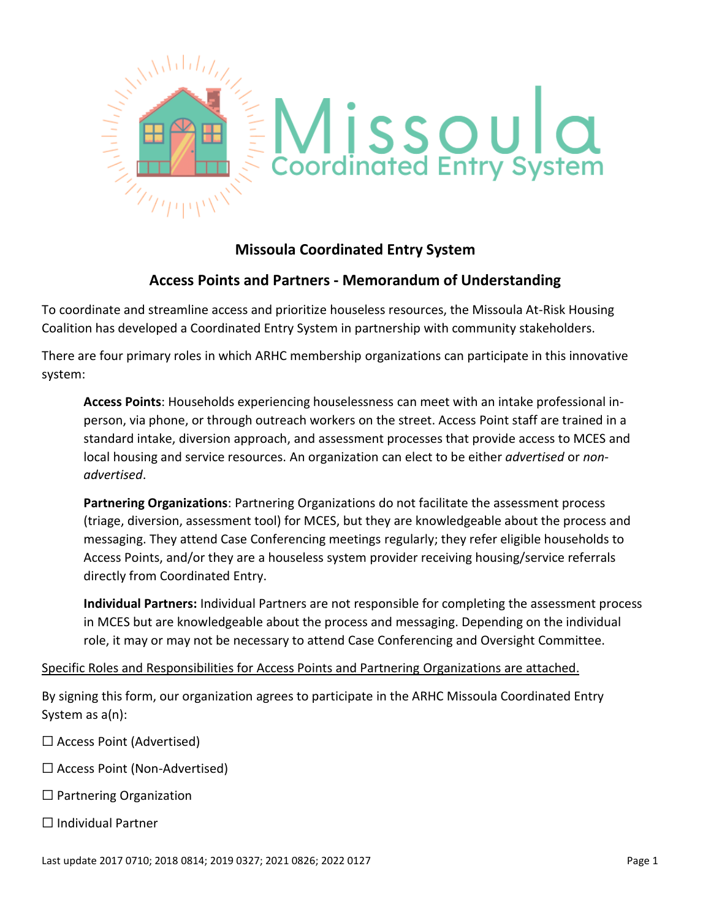# Missoula Coordinated Entry System

## Access Points and Partners - Memorandum of Understanding

To coordinate and streamline access and prioritize houseless resources, the Missoula At-Risk Housing Coalition has developed a Coordinated Entry System in partnership with community stakeholders.

There are four primary roles in which ARHC membership organizations can participate in this innovative system:

> **Access Points**: Households experiencing houselessness can meet with an intake professional in-person, via phone, or through outreach workers on the street. Access Point staff are trained in a standard intake, diversion approach, and assessment processes that provide access to MCES and local housing and service resources. An organization can elect to be either *advertised* or *non-advertised*.
>
> **Partnering Organizations**: Partnering Organizations do not facilitate the assessment process (triage, diversion, assessment tool) for MCES, but they are knowledgeable about the process and messaging. They attend Case Conferencing meetings regularly; they refer eligible households to Access Points, and/or they are a houseless system provider receiving housing/service referrals directly from Coordinated Entry.
>
> **Individual Partners:** Individual Partners are not responsible for completing the assessment process in MCES but are knowledgeable about the process and messaging. Depending on the individual role, it may or may not be necessary to attend Case Conferencing and Oversight Committee.

<u>Specific Roles and Responsibilities for Access Points and Partnering Organizations are attached.</u>

By signing this form, our organization agrees to participate in the ARHC Missoula Coordinated Entry System as a(n):

☐ Access Point (Advertised)

☐ Access Point (Non-Advertised)

☐ Partnering Organization

☐ Individual Partner

Last update 2017 0710; 2018 0814; 2019 0327; 2021 0826; 2022 0127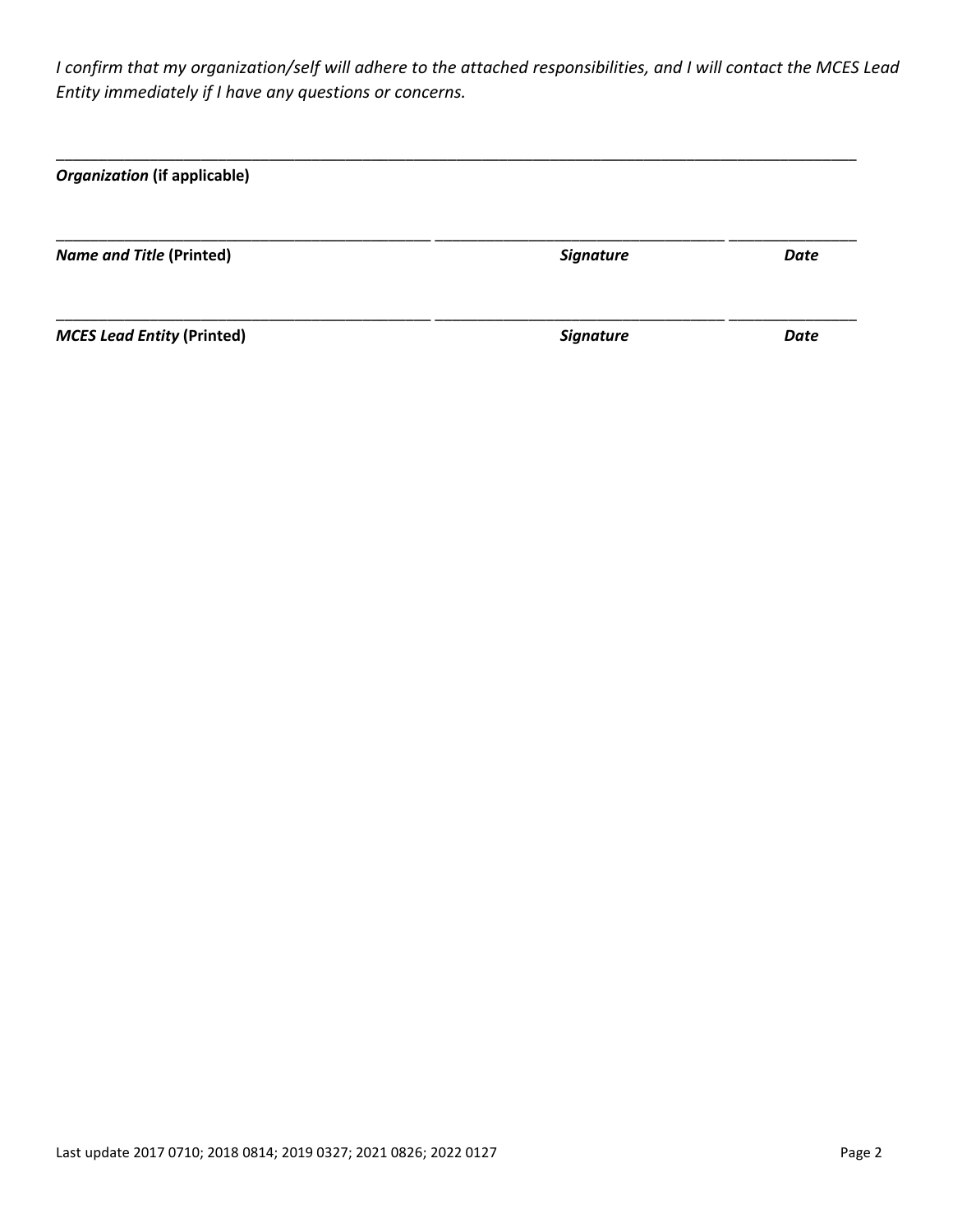*I confirm that my organization/self will adhere to the attached responsibilities, and I will contact the MCES Lead Entity immediately if I have any questions or concerns.*

\_\_\_\_\_\_\_\_\_\_\_\_\_\_\_\_\_\_\_\_\_\_\_\_\_\_\_\_\_\_\_\_\_\_\_\_\_\_\_\_\_\_\_\_\_\_\_\_\_\_\_\_\_\_\_\_\_\_\_\_\_\_\_\_\_\_\_\_\_\_\_\_\_\_\_\_\_\_\_\_\_\_

***Organization* (if applicable)**

\_\_\_\_\_\_\_\_\_\_\_\_\_\_\_\_\_\_\_\_\_\_\_\_\_\_\_\_\_\_\_\_\_\_\_\_\_\_\_\_ \_\_\_\_\_\_\_\_\_\_\_\_\_\_\_\_\_\_\_\_\_\_\_\_\_\_\_\_\_\_\_ \_\_\_\_\_\_\_\_\_\_\_\_\_\_

***Name and Title* (Printed)** ***Signature*** ***Date***

\_\_\_\_\_\_\_\_\_\_\_\_\_\_\_\_\_\_\_\_\_\_\_\_\_\_\_\_\_\_\_\_\_\_\_\_\_\_\_\_ \_\_\_\_\_\_\_\_\_\_\_\_\_\_\_\_\_\_\_\_\_\_\_\_\_\_\_\_\_\_\_ \_\_\_\_\_\_\_\_\_\_\_\_\_\_

***MCES Lead Entity* (Printed)** ***Signature*** ***Date***

Last update 2017 0710; 2018 0814; 2019 0327; 2021 0826; 2022 0127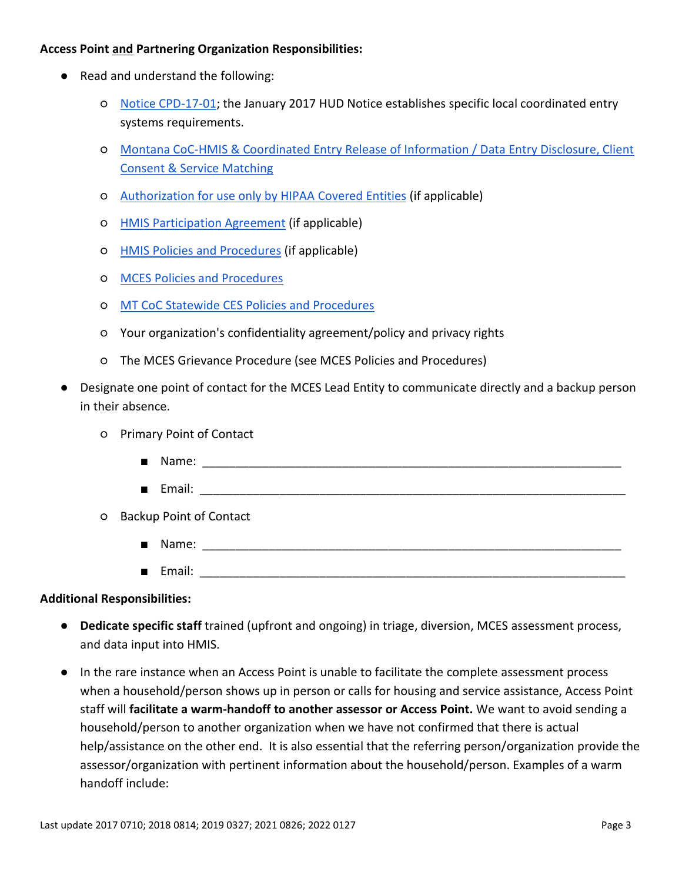**Access Point <u>and</u> Partnering Organization Responsibilities:**

- Read and understand the following:
    - Notice CPD-17-01; the January 2017 HUD Notice establishes specific local coordinated entry systems requirements.
    - Montana CoC-HMIS & Coordinated Entry Release of Information / Data Entry Disclosure, Client Consent & Service Matching
    - Authorization for use only by HIPAA Covered Entities (if applicable)
    - HMIS Participation Agreement (if applicable)
    - HMIS Policies and Procedures (if applicable)
    - MCES Policies and Procedures
    - MT CoC Statewide CES Policies and Procedures
    - Your organization's confidentiality agreement/policy and privacy rights
    - The MCES Grievance Procedure (see MCES Policies and Procedures)
- Designate one point of contact for the MCES Lead Entity to communicate directly and a backup person in their absence.
    - Primary Point of Contact
        - Name: ___________________________________________________________
        - Email: ___________________________________________________________
    - Backup Point of Contact
        - Name: ___________________________________________________________
        - Email: ___________________________________________________________

**Additional Responsibilities:**

- **Dedicate specific staff** trained (upfront and ongoing) in triage, diversion, MCES assessment process, and data input into HMIS.
- In the rare instance when an Access Point is unable to facilitate the complete assessment process when a household/person shows up in person or calls for housing and service assistance, Access Point staff will **facilitate a warm-handoff to another assessor or Access Point.** We want to avoid sending a household/person to another organization when we have not confirmed that there is actual help/assistance on the other end. It is also essential that the referring person/organization provide the assessor/organization with pertinent information about the household/person. Examples of a warm handoff include: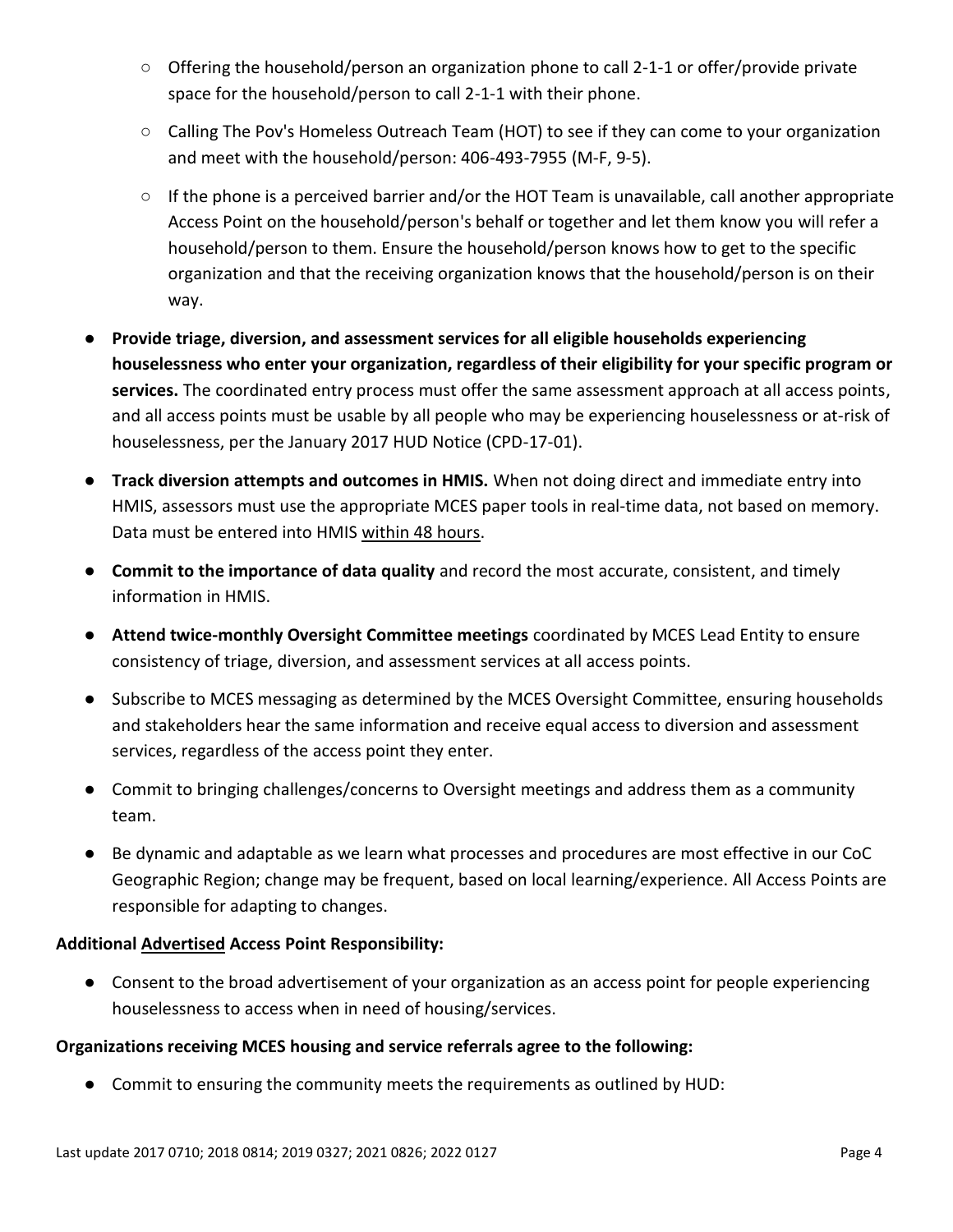- Offering the household/person an organization phone to call 2-1-1 or offer/provide private space for the household/person to call 2-1-1 with their phone.
  - Calling The Pov's Homeless Outreach Team (HOT) to see if they can come to your organization and meet with the household/person: 406-493-7955 (M-F, 9-5).
  - If the phone is a perceived barrier and/or the HOT Team is unavailable, call another appropriate Access Point on the household/person's behalf or together and let them know you will refer a household/person to them. Ensure the household/person knows how to get to the specific organization and that the receiving organization knows that the household/person is on their way.
- **Provide triage, diversion, and assessment services for all eligible households experiencing houselessness who enter your organization, regardless of their eligibility for your specific program or services.** The coordinated entry process must offer the same assessment approach at all access points, and all access points must be usable by all people who may be experiencing houselessness or at-risk of houselessness, per the January 2017 HUD Notice (CPD-17-01).
- **Track diversion attempts and outcomes in HMIS.** When not doing direct and immediate entry into HMIS, assessors must use the appropriate MCES paper tools in real-time data, not based on memory. Data must be entered into HMIS <u>within 48 hours</u>.
- **Commit to the importance of data quality** and record the most accurate, consistent, and timely information in HMIS.
- **Attend twice-monthly Oversight Committee meetings** coordinated by MCES Lead Entity to ensure consistency of triage, diversion, and assessment services at all access points.
- Subscribe to MCES messaging as determined by the MCES Oversight Committee, ensuring households and stakeholders hear the same information and receive equal access to diversion and assessment services, regardless of the access point they enter.
- Commit to bringing challenges/concerns to Oversight meetings and address them as a community team.
- Be dynamic and adaptable as we learn what processes and procedures are most effective in our CoC Geographic Region; change may be frequent, based on local learning/experience. All Access Points are responsible for adapting to changes.

**Additional <u>Advertised</u> Access Point Responsibility:**

- Consent to the broad advertisement of your organization as an access point for people experiencing houselessness to access when in need of housing/services.

**Organizations receiving MCES housing and service referrals agree to the following:**

- Commit to ensuring the community meets the requirements as outlined by HUD: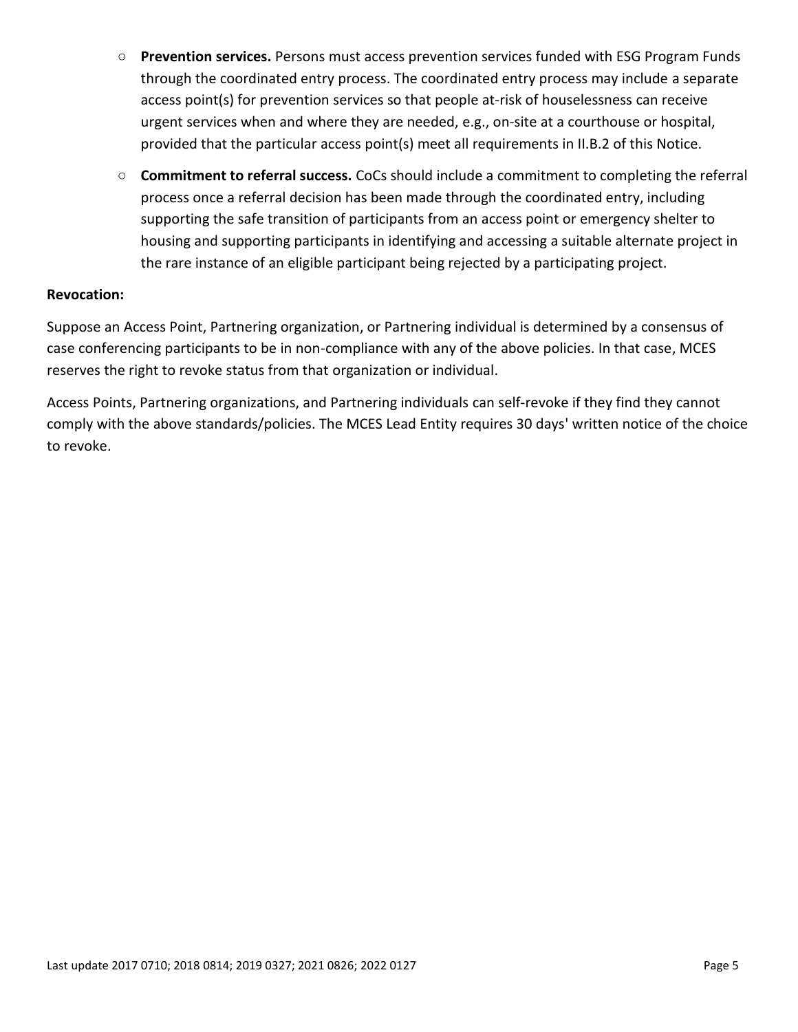- **Prevention services.** Persons must access prevention services funded with ESG Program Funds through the coordinated entry process. The coordinated entry process may include a separate access point(s) for prevention services so that people at-risk of houselessness can receive urgent services when and where they are needed, e.g., on-site at a courthouse or hospital, provided that the particular access point(s) meet all requirements in II.B.2 of this Notice.
- **Commitment to referral success.** CoCs should include a commitment to completing the referral process once a referral decision has been made through the coordinated entry, including supporting the safe transition of participants from an access point or emergency shelter to housing and supporting participants in identifying and accessing a suitable alternate project in the rare instance of an eligible participant being rejected by a participating project.

**Revocation:**

Suppose an Access Point, Partnering organization, or Partnering individual is determined by a consensus of case conferencing participants to be in non-compliance with any of the above policies. In that case, MCES reserves the right to revoke status from that organization or individual.

Access Points, Partnering organizations, and Partnering individuals can self-revoke if they find they cannot comply with the above standards/policies. The MCES Lead Entity requires 30 days' written notice of the choice to revoke.

Last update 2017 0710; 2018 0814; 2019 0327; 2021 0826; 2022 0127